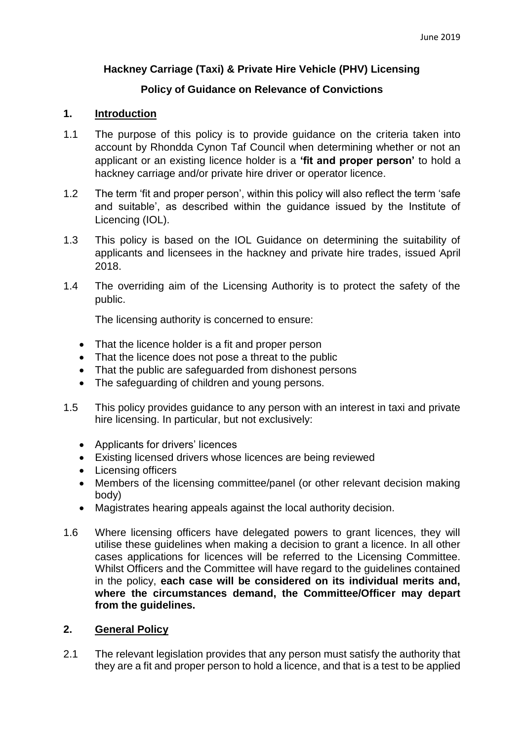June 2019

**Hackney Carriage (Taxi) & Private Hire Vehicle (PHV) Licensing**

**Policy of Guidance on Relevance of Convictions**

## 1. Introduction

1.1 The purpose of this policy is to provide guidance on the criteria taken into account by Rhondda Cynon Taf Council when determining whether or not an applicant or an existing licence holder is a **'fit and proper person'** to hold a hackney carriage and/or private hire driver or operator licence.

1.2 The term 'fit and proper person', within this policy will also reflect the term 'safe and suitable', as described within the guidance issued by the Institute of Licencing (IOL).

1.3 This policy is based on the IOL Guidance on determining the suitability of applicants and licensees in the hackney and private hire trades, issued April 2018.

1.4 The overriding aim of the Licensing Authority is to protect the safety of the public.

The licensing authority is concerned to ensure:

- That the licence holder is a fit and proper person
- That the licence does not pose a threat to the public
- That the public are safeguarded from dishonest persons
- The safeguarding of children and young persons.

1.5 This policy provides guidance to any person with an interest in taxi and private hire licensing. In particular, but not exclusively:

- Applicants for drivers' licences
- Existing licensed drivers whose licences are being reviewed
- Licensing officers
- Members of the licensing committee/panel (or other relevant decision making body)
- Magistrates hearing appeals against the local authority decision.

1.6 Where licensing officers have delegated powers to grant licences, they will utilise these guidelines when making a decision to grant a licence. In all other cases applications for licences will be referred to the Licensing Committee. Whilst Officers and the Committee will have regard to the guidelines contained in the policy, **each case will be considered on its individual merits and, where the circumstances demand, the Committee/Officer may depart from the guidelines.**

## 2. General Policy

2.1 The relevant legislation provides that any person must satisfy the authority that they are a fit and proper person to hold a licence, and that is a test to be applied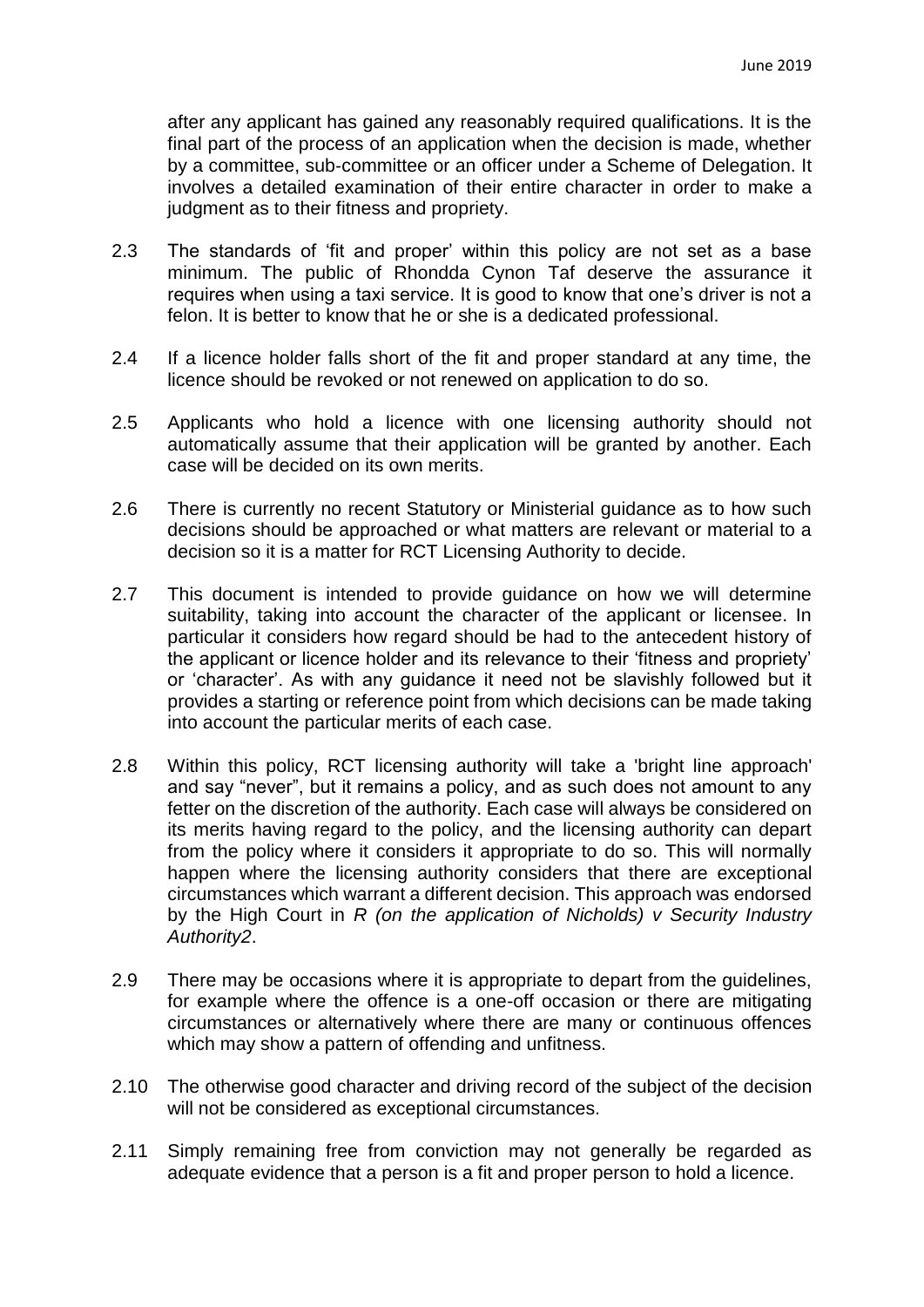after any applicant has gained any reasonably required qualifications. It is the final part of the process of an application when the decision is made, whether by a committee, sub-committee or an officer under a Scheme of Delegation. It involves a detailed examination of their entire character in order to make a judgment as to their fitness and propriety.

2.3 The standards of 'fit and proper' within this policy are not set as a base minimum. The public of Rhondda Cynon Taf deserve the assurance it requires when using a taxi service. It is good to know that one's driver is not a felon. It is better to know that he or she is a dedicated professional.

2.4 If a licence holder falls short of the fit and proper standard at any time, the licence should be revoked or not renewed on application to do so.

2.5 Applicants who hold a licence with one licensing authority should not automatically assume that their application will be granted by another. Each case will be decided on its own merits.

2.6 There is currently no recent Statutory or Ministerial guidance as to how such decisions should be approached or what matters are relevant or material to a decision so it is a matter for RCT Licensing Authority to decide.

2.7 This document is intended to provide guidance on how we will determine suitability, taking into account the character of the applicant or licensee. In particular it considers how regard should be had to the antecedent history of the applicant or licence holder and its relevance to their 'fitness and propriety' or 'character'. As with any guidance it need not be slavishly followed but it provides a starting or reference point from which decisions can be made taking into account the particular merits of each case.

2.8 Within this policy, RCT licensing authority will take a 'bright line approach' and say "never", but it remains a policy, and as such does not amount to any fetter on the discretion of the authority. Each case will always be considered on its merits having regard to the policy, and the licensing authority can depart from the policy where it considers it appropriate to do so. This will normally happen where the licensing authority considers that there are exceptional circumstances which warrant a different decision. This approach was endorsed by the High Court in *R (on the application of Nicholds) v Security Industry Authority*[2].

2.9 There may be occasions where it is appropriate to depart from the guidelines, for example where the offence is a one-off occasion or there are mitigating circumstances or alternatively where there are many or continuous offences which may show a pattern of offending and unfitness.

2.10 The otherwise good character and driving record of the subject of the decision will not be considered as exceptional circumstances.

2.11 Simply remaining free from conviction may not generally be regarded as adequate evidence that a person is a fit and proper person to hold a licence.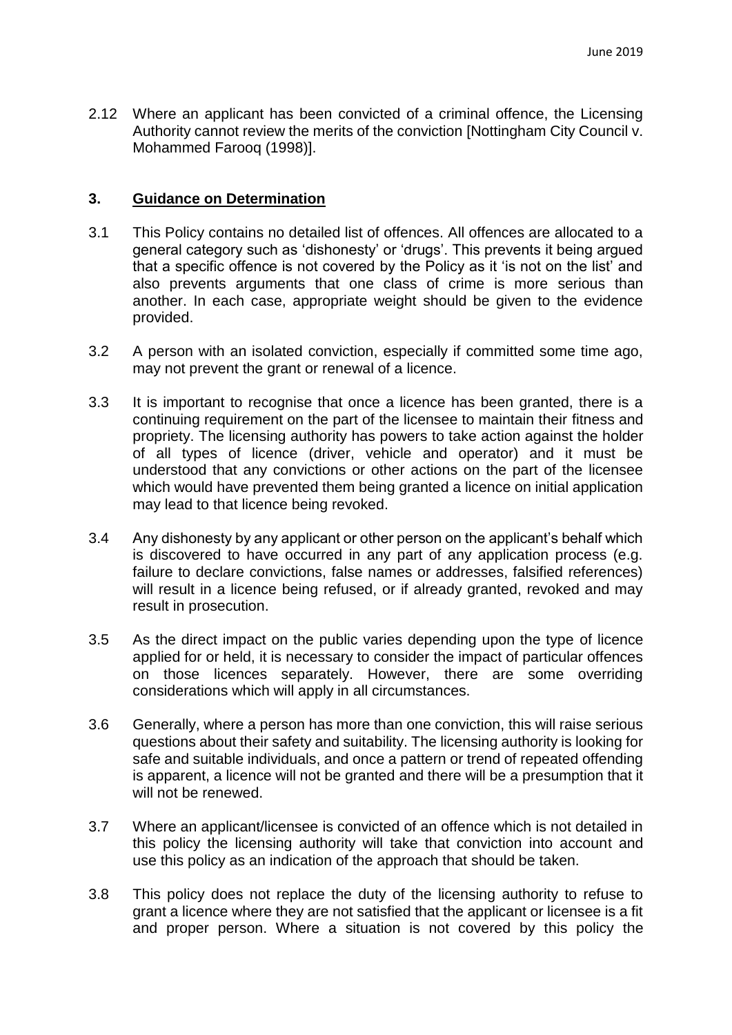2.12 Where an applicant has been convicted of a criminal offence, the Licensing Authority cannot review the merits of the conviction [Nottingham City Council v. Mohammed Farooq (1998)].

## 3. Guidance on Determination

3.1 This Policy contains no detailed list of offences. All offences are allocated to a general category such as 'dishonesty' or 'drugs'. This prevents it being argued that a specific offence is not covered by the Policy as it 'is not on the list' and also prevents arguments that one class of crime is more serious than another. In each case, appropriate weight should be given to the evidence provided.

3.2 A person with an isolated conviction, especially if committed some time ago, may not prevent the grant or renewal of a licence.

3.3 It is important to recognise that once a licence has been granted, there is a continuing requirement on the part of the licensee to maintain their fitness and propriety. The licensing authority has powers to take action against the holder of all types of licence (driver, vehicle and operator) and it must be understood that any convictions or other actions on the part of the licensee which would have prevented them being granted a licence on initial application may lead to that licence being revoked.

3.4 Any dishonesty by any applicant or other person on the applicant's behalf which is discovered to have occurred in any part of any application process (e.g. failure to declare convictions, false names or addresses, falsified references) will result in a licence being refused, or if already granted, revoked and may result in prosecution.

3.5 As the direct impact on the public varies depending upon the type of licence applied for or held, it is necessary to consider the impact of particular offences on those licences separately. However, there are some overriding considerations which will apply in all circumstances.

3.6 Generally, where a person has more than one conviction, this will raise serious questions about their safety and suitability. The licensing authority is looking for safe and suitable individuals, and once a pattern or trend of repeated offending is apparent, a licence will not be granted and there will be a presumption that it will not be renewed.

3.7 Where an applicant/licensee is convicted of an offence which is not detailed in this policy the licensing authority will take that conviction into account and use this policy as an indication of the approach that should be taken.

3.8 This policy does not replace the duty of the licensing authority to refuse to grant a licence where they are not satisfied that the applicant or licensee is a fit and proper person. Where a situation is not covered by this policy the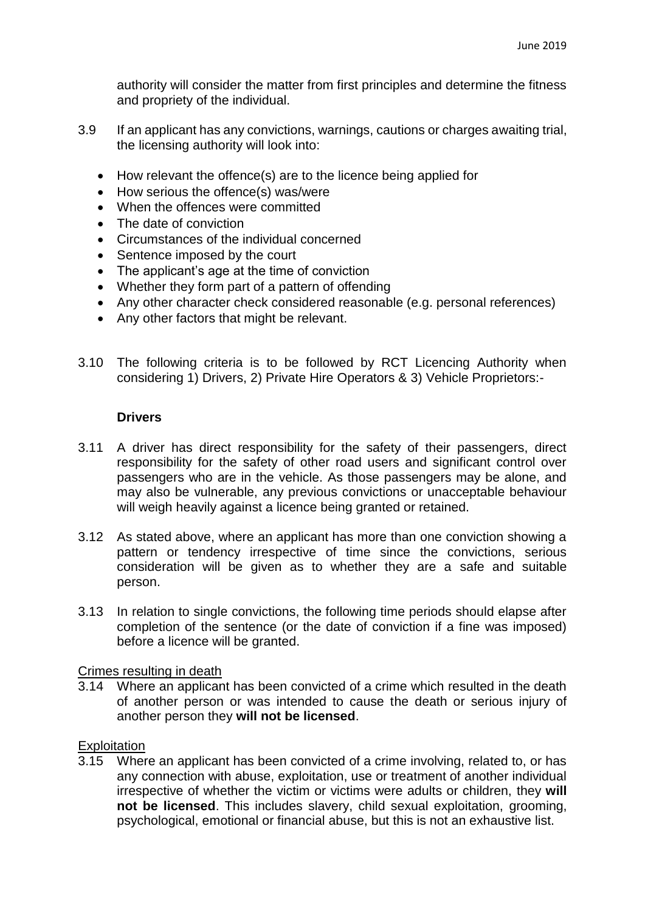authority will consider the matter from first principles and determine the fitness and propriety of the individual.

3.9 If an applicant has any convictions, warnings, cautions or charges awaiting trial, the licensing authority will look into:

- How relevant the offence(s) are to the licence being applied for
- How serious the offence(s) was/were
- When the offences were committed
- The date of conviction
- Circumstances of the individual concerned
- Sentence imposed by the court
- The applicant's age at the time of conviction
- Whether they form part of a pattern of offending
- Any other character check considered reasonable (e.g. personal references)
- Any other factors that might be relevant.

3.10 The following criteria is to be followed by RCT Licencing Authority when considering 1) Drivers, 2) Private Hire Operators & 3) Vehicle Proprietors:-

**Drivers**

3.11 A driver has direct responsibility for the safety of their passengers, direct responsibility for the safety of other road users and significant control over passengers who are in the vehicle. As those passengers may be alone, and may also be vulnerable, any previous convictions or unacceptable behaviour will weigh heavily against a licence being granted or retained.

3.12 As stated above, where an applicant has more than one conviction showing a pattern or tendency irrespective of time since the convictions, serious consideration will be given as to whether they are a safe and suitable person.

3.13 In relation to single convictions, the following time periods should elapse after completion of the sentence (or the date of conviction if a fine was imposed) before a licence will be granted.

Crimes resulting in death

3.14 Where an applicant has been convicted of a crime which resulted in the death of another person or was intended to cause the death or serious injury of another person they **will not be licensed**.

Exploitation

3.15 Where an applicant has been convicted of a crime involving, related to, or has any connection with abuse, exploitation, use or treatment of another individual irrespective of whether the victim or victims were adults or children, they **will not be licensed**. This includes slavery, child sexual exploitation, grooming, psychological, emotional or financial abuse, but this is not an exhaustive list.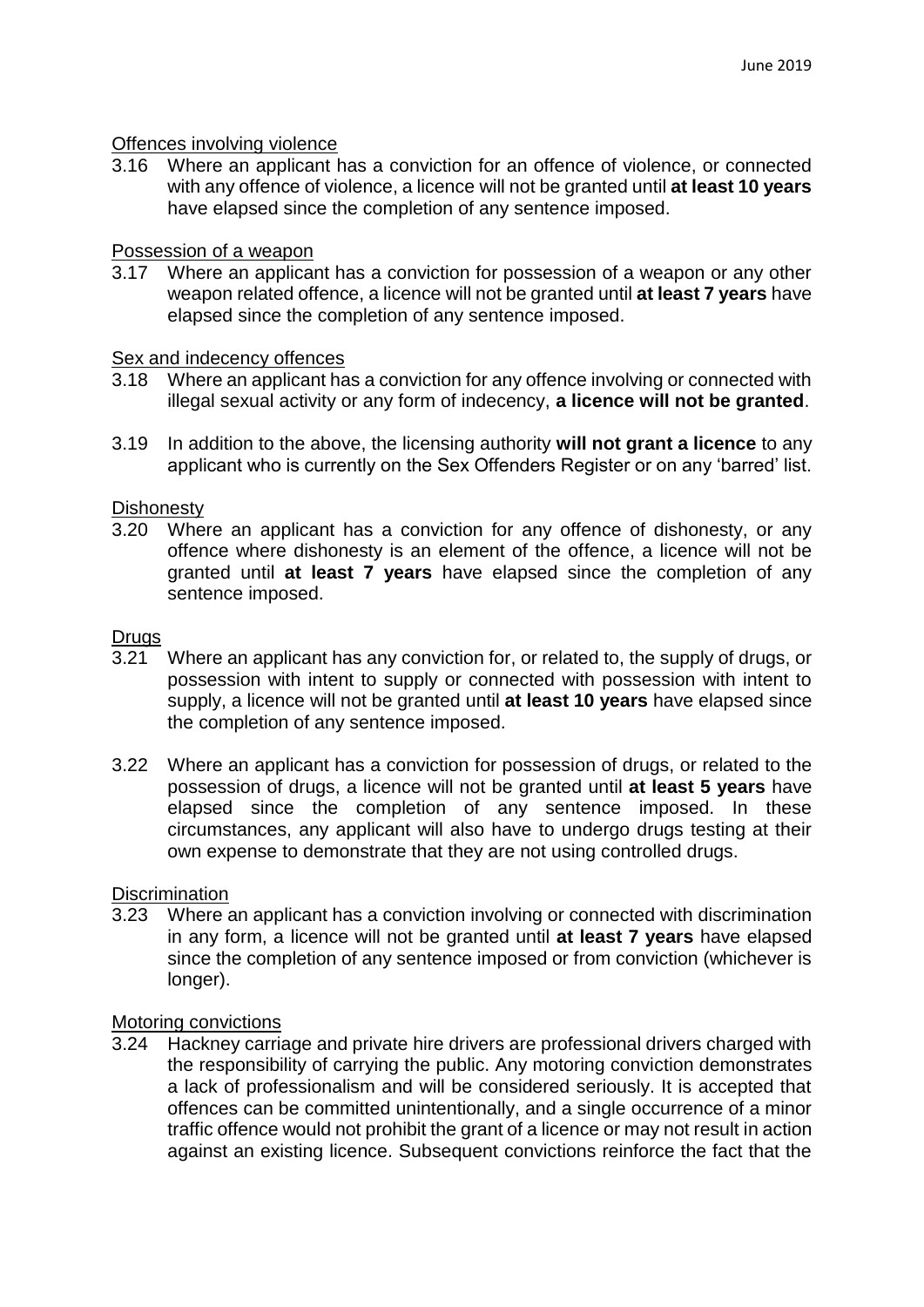Offences involving violence

3.16 Where an applicant has a conviction for an offence of violence, or connected with any offence of violence, a licence will not be granted until **at least 10 years** have elapsed since the completion of any sentence imposed.

Possession of a weapon

3.17 Where an applicant has a conviction for possession of a weapon or any other weapon related offence, a licence will not be granted until **at least 7 years** have elapsed since the completion of any sentence imposed.

Sex and indecency offences

3.18 Where an applicant has a conviction for any offence involving or connected with illegal sexual activity or any form of indecency, **a licence will not be granted**.

3.19 In addition to the above, the licensing authority **will not grant a licence** to any applicant who is currently on the Sex Offenders Register or on any 'barred' list.

Dishonesty

3.20 Where an applicant has a conviction for any offence of dishonesty, or any offence where dishonesty is an element of the offence, a licence will not be granted until **at least 7 years** have elapsed since the completion of any sentence imposed.

Drugs

3.21 Where an applicant has any conviction for, or related to, the supply of drugs, or possession with intent to supply or connected with possession with intent to supply, a licence will not be granted until **at least 10 years** have elapsed since the completion of any sentence imposed.

3.22 Where an applicant has a conviction for possession of drugs, or related to the possession of drugs, a licence will not be granted until **at least 5 years** have elapsed since the completion of any sentence imposed. In these circumstances, any applicant will also have to undergo drugs testing at their own expense to demonstrate that they are not using controlled drugs.

Discrimination

3.23 Where an applicant has a conviction involving or connected with discrimination in any form, a licence will not be granted until **at least 7 years** have elapsed since the completion of any sentence imposed or from conviction (whichever is longer).

Motoring convictions

3.24 Hackney carriage and private hire drivers are professional drivers charged with the responsibility of carrying the public. Any motoring conviction demonstrates a lack of professionalism and will be considered seriously. It is accepted that offences can be committed unintentionally, and a single occurrence of a minor traffic offence would not prohibit the grant of a licence or may not result in action against an existing licence. Subsequent convictions reinforce the fact that the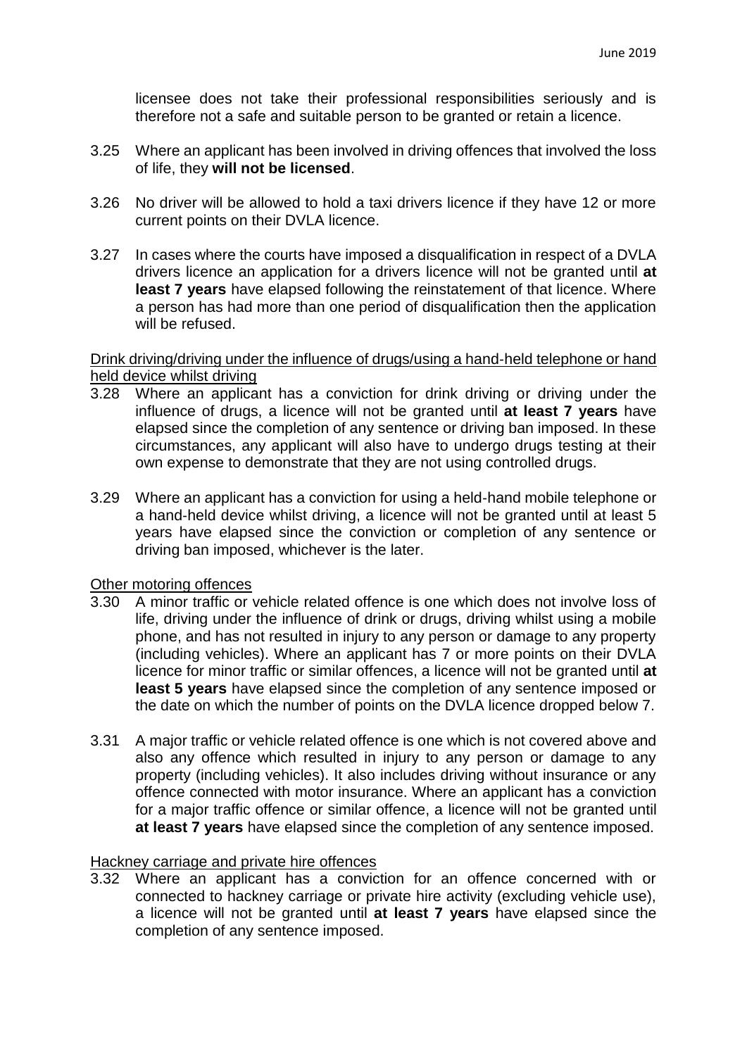licensee does not take their professional responsibilities seriously and is therefore not a safe and suitable person to be granted or retain a licence.

3.25 Where an applicant has been involved in driving offences that involved the loss of life, they **will not be licensed**.

3.26 No driver will be allowed to hold a taxi drivers licence if they have 12 or more current points on their DVLA licence.

3.27 In cases where the courts have imposed a disqualification in respect of a DVLA drivers licence an application for a drivers licence will not be granted until **at least 7 years** have elapsed following the reinstatement of that licence. Where a person has had more than one period of disqualification then the application will be refused.

<u>Drink driving/driving under the influence of drugs/using a hand-held telephone or hand held device whilst driving</u>

3.28 Where an applicant has a conviction for drink driving or driving under the influence of drugs, a licence will not be granted until **at least 7 years** have elapsed since the completion of any sentence or driving ban imposed. In these circumstances, any applicant will also have to undergo drugs testing at their own expense to demonstrate that they are not using controlled drugs.

3.29 Where an applicant has a conviction for using a held-hand mobile telephone or a hand-held device whilst driving, a licence will not be granted until at least 5 years have elapsed since the conviction or completion of any sentence or driving ban imposed, whichever is the later.

<u>Other motoring offences</u>

3.30 A minor traffic or vehicle related offence is one which does not involve loss of life, driving under the influence of drink or drugs, driving whilst using a mobile phone, and has not resulted in injury to any person or damage to any property (including vehicles). Where an applicant has 7 or more points on their DVLA licence for minor traffic or similar offences, a licence will not be granted until **at least 5 years** have elapsed since the completion of any sentence imposed or the date on which the number of points on the DVLA licence dropped below 7.

3.31 A major traffic or vehicle related offence is one which is not covered above and also any offence which resulted in injury to any person or damage to any property (including vehicles). It also includes driving without insurance or any offence connected with motor insurance. Where an applicant has a conviction for a major traffic offence or similar offence, a licence will not be granted until **at least 7 years** have elapsed since the completion of any sentence imposed.

<u>Hackney carriage and private hire offences</u>

3.32 Where an applicant has a conviction for an offence concerned with or connected to hackney carriage or private hire activity (excluding vehicle use), a licence will not be granted until **at least 7 years** have elapsed since the completion of any sentence imposed.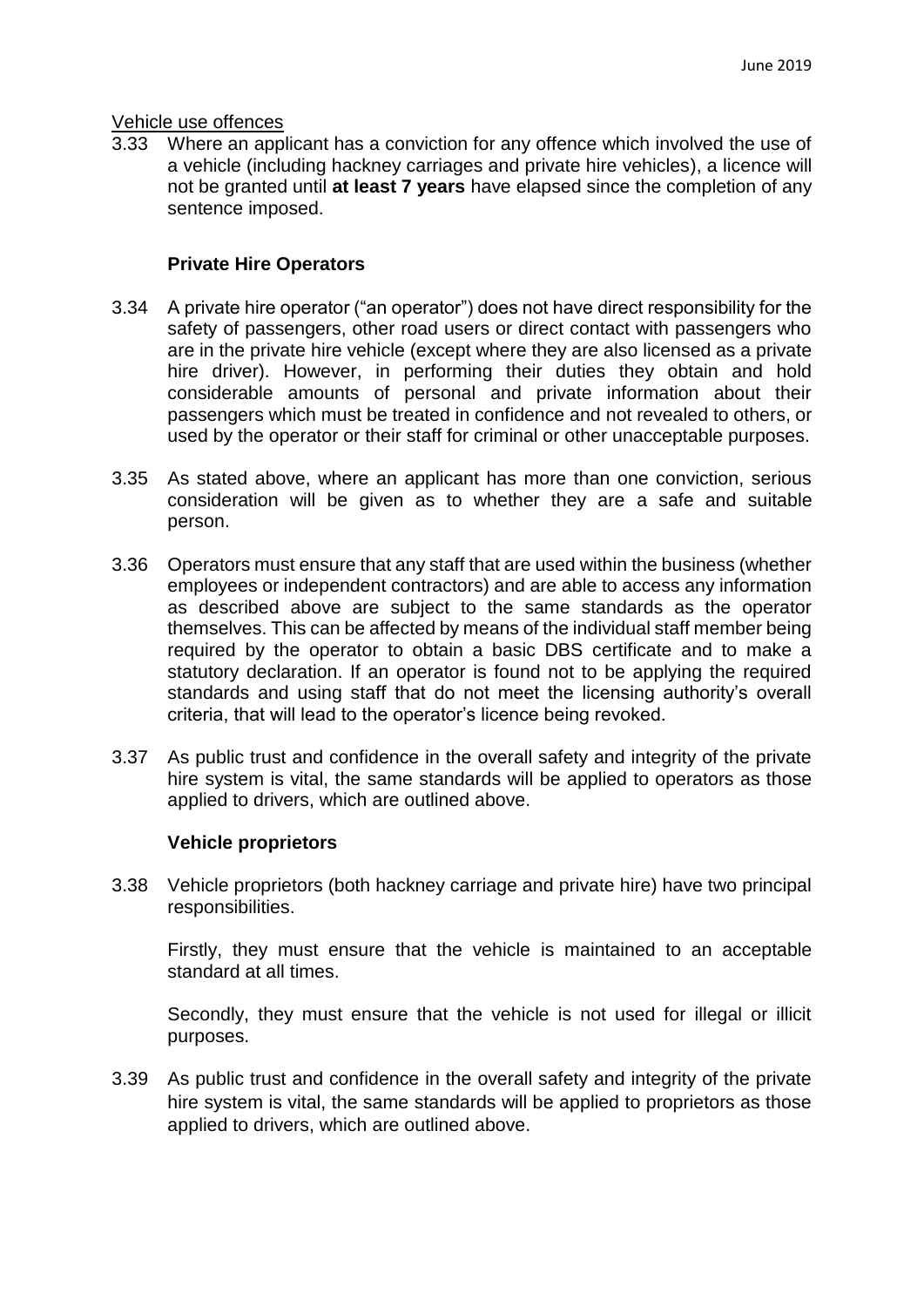Vehicle use offences

3.33 Where an applicant has a conviction for any offence which involved the use of a vehicle (including hackney carriages and private hire vehicles), a licence will not be granted until **at least 7 years** have elapsed since the completion of any sentence imposed.

### Private Hire Operators

3.34 A private hire operator ("an operator") does not have direct responsibility for the safety of passengers, other road users or direct contact with passengers who are in the private hire vehicle (except where they are also licensed as a private hire driver). However, in performing their duties they obtain and hold considerable amounts of personal and private information about their passengers which must be treated in confidence and not revealed to others, or used by the operator or their staff for criminal or other unacceptable purposes.

3.35 As stated above, where an applicant has more than one conviction, serious consideration will be given as to whether they are a safe and suitable person.

3.36 Operators must ensure that any staff that are used within the business (whether employees or independent contractors) and are able to access any information as described above are subject to the same standards as the operator themselves. This can be affected by means of the individual staff member being required by the operator to obtain a basic DBS certificate and to make a statutory declaration. If an operator is found not to be applying the required standards and using staff that do not meet the licensing authority's overall criteria, that will lead to the operator's licence being revoked.

3.37 As public trust and confidence in the overall safety and integrity of the private hire system is vital, the same standards will be applied to operators as those applied to drivers, which are outlined above.

### Vehicle proprietors

3.38 Vehicle proprietors (both hackney carriage and private hire) have two principal responsibilities.

Firstly, they must ensure that the vehicle is maintained to an acceptable standard at all times.

Secondly, they must ensure that the vehicle is not used for illegal or illicit purposes.

3.39 As public trust and confidence in the overall safety and integrity of the private hire system is vital, the same standards will be applied to proprietors as those applied to drivers, which are outlined above.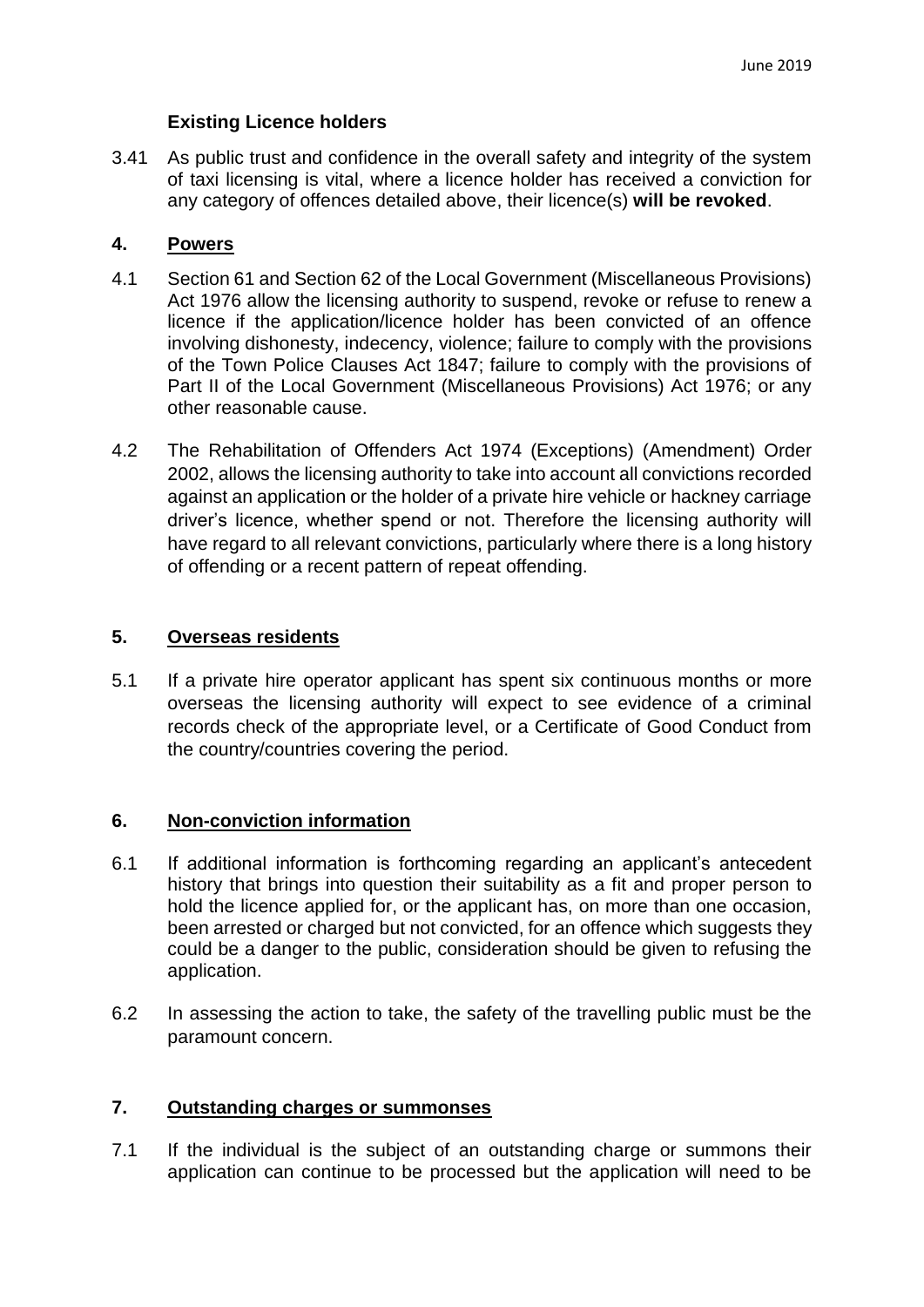### Existing Licence holders

3.41 As public trust and confidence in the overall safety and integrity of the system of taxi licensing is vital, where a licence holder has received a conviction for any category of offences detailed above, their licence(s) **will be revoked**.

## 4. Powers

4.1 Section 61 and Section 62 of the Local Government (Miscellaneous Provisions) Act 1976 allow the licensing authority to suspend, revoke or refuse to renew a licence if the application/licence holder has been convicted of an offence involving dishonesty, indecency, violence; failure to comply with the provisions of the Town Police Clauses Act 1847; failure to comply with the provisions of Part II of the Local Government (Miscellaneous Provisions) Act 1976; or any other reasonable cause.

4.2 The Rehabilitation of Offenders Act 1974 (Exceptions) (Amendment) Order 2002, allows the licensing authority to take into account all convictions recorded against an application or the holder of a private hire vehicle or hackney carriage driver's licence, whether spend or not. Therefore the licensing authority will have regard to all relevant convictions, particularly where there is a long history of offending or a recent pattern of repeat offending.

## 5. Overseas residents

5.1 If a private hire operator applicant has spent six continuous months or more overseas the licensing authority will expect to see evidence of a criminal records check of the appropriate level, or a Certificate of Good Conduct from the country/countries covering the period.

## 6. Non-conviction information

6.1 If additional information is forthcoming regarding an applicant's antecedent history that brings into question their suitability as a fit and proper person to hold the licence applied for, or the applicant has, on more than one occasion, been arrested or charged but not convicted, for an offence which suggests they could be a danger to the public, consideration should be given to refusing the application.

6.2 In assessing the action to take, the safety of the travelling public must be the paramount concern.

## 7. Outstanding charges or summonses

7.1 If the individual is the subject of an outstanding charge or summons their application can continue to be processed but the application will need to be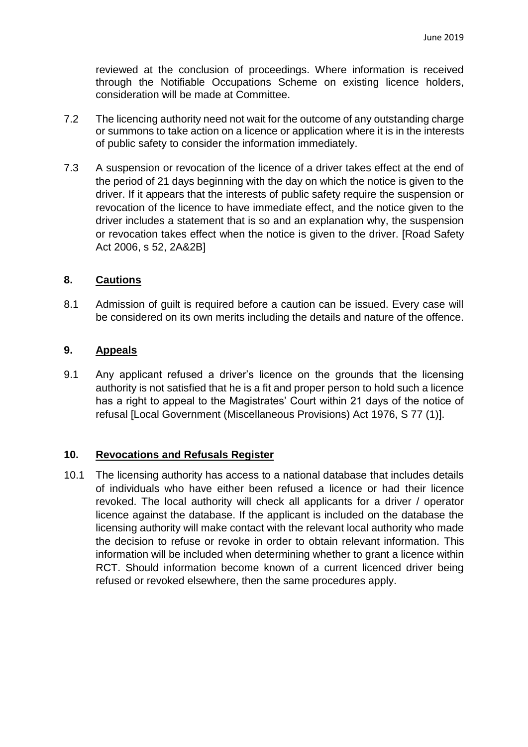reviewed at the conclusion of proceedings. Where information is received through the Notifiable Occupations Scheme on existing licence holders, consideration will be made at Committee.

7.2 The licencing authority need not wait for the outcome of any outstanding charge or summons to take action on a licence or application where it is in the interests of public safety to consider the information immediately.

7.3 A suspension or revocation of the licence of a driver takes effect at the end of the period of 21 days beginning with the day on which the notice is given to the driver. If it appears that the interests of public safety require the suspension or revocation of the licence to have immediate effect, and the notice given to the driver includes a statement that is so and an explanation why, the suspension or revocation takes effect when the notice is given to the driver. [Road Safety Act 2006, s 52, 2A&2B]

## 8. Cautions

8.1 Admission of guilt is required before a caution can be issued. Every case will be considered on its own merits including the details and nature of the offence.

## 9. Appeals

9.1 Any applicant refused a driver's licence on the grounds that the licensing authority is not satisfied that he is a fit and proper person to hold such a licence has a right to appeal to the Magistrates' Court within 21 days of the notice of refusal [Local Government (Miscellaneous Provisions) Act 1976, S 77 (1)].

## 10. Revocations and Refusals Register

10.1 The licensing authority has access to a national database that includes details of individuals who have either been refused a licence or had their licence revoked. The local authority will check all applicants for a driver / operator licence against the database. If the applicant is included on the database the licensing authority will make contact with the relevant local authority who made the decision to refuse or revoke in order to obtain relevant information. This information will be included when determining whether to grant a licence within RCT. Should information become known of a current licenced driver being refused or revoked elsewhere, then the same procedures apply.